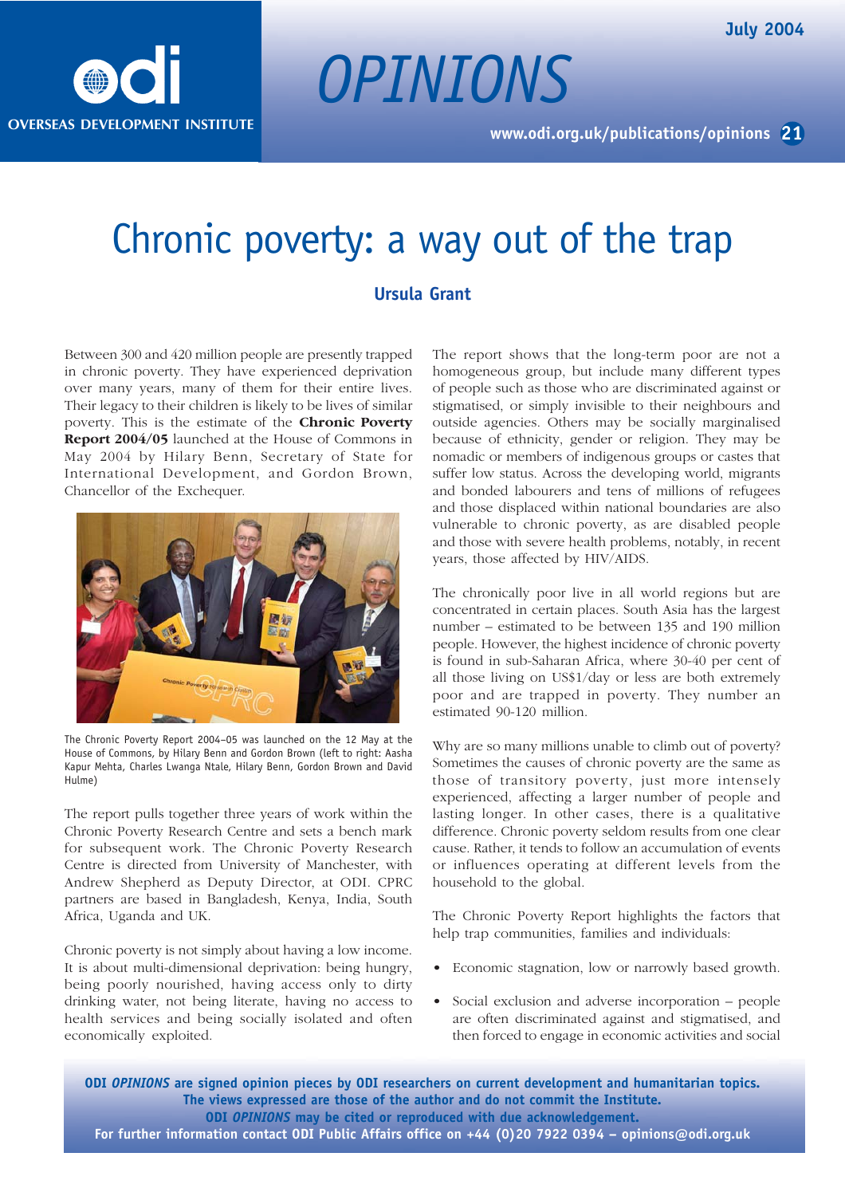# Chronic poverty: a way out of the trap

**Ursula Grant**

Between 300 and 420 million people are presently trapped in chronic poverty. They have experienced deprivation over many years, many of them for their entire lives. Their legacy to their children is likely to be lives of similar poverty. This is the estimate of the **Chronic Poverty Report 2004/05** launched at the House of Commons in May 2004 by Hilary Benn, Secretary of State for International Development, and Gordon Brown, Chancellor of the Exchequer.

The Chronic Poverty Report 2004–05 was launched on the 12 May at the House of Commons, by Hilary Benn and Gordon Brown (left to right: Aasha Kapur Mehta, Charles Lwanga Ntale, Hilary Benn, Gordon Brown and David Hulme)

The report pulls together three years of work within the Chronic Poverty Research Centre and sets a bench mark for subsequent work. The Chronic Poverty Research Centre is directed from University of Manchester, with Andrew Shepherd as Deputy Director, at ODI. CPRC partners are based in Bangladesh, Kenya, India, South Africa, Uganda and UK.

Chronic poverty is not simply about having a low income. It is about multi-dimensional deprivation: being hungry, being poorly nourished, having access only to dirty drinking water, not being literate, having no access to health services and being socially isolated and often economically exploited.

The report shows that the long-term poor are not a homogeneous group, but include many different types of people such as those who are discriminated against or stigmatised, or simply invisible to their neighbours and outside agencies. Others may be socially marginalised because of ethnicity, gender or religion. They may be nomadic or members of indigenous groups or castes that suffer low status. Across the developing world, migrants and bonded labourers and tens of millions of refugees and those displaced within national boundaries are also vulnerable to chronic poverty, as are disabled people and those with severe health problems, notably, in recent years, those affected by HIV/AIDS.

The chronically poor live in all world regions but are concentrated in certain places. South Asia has the largest number – estimated to be between 135 and 190 million people. However, the highest incidence of chronic poverty is found in sub-Saharan Africa, where 30-40 per cent of all those living on US$1/day or less are both extremely poor and are trapped in poverty. They number an estimated 90-120 million.

Why are so many millions unable to climb out of poverty? Sometimes the causes of chronic poverty are the same as those of transitory poverty, just more intensely experienced, affecting a larger number of people and lasting longer. In other cases, there is a qualitative difference. Chronic poverty seldom results from one clear cause. Rather, it tends to follow an accumulation of events or influences operating at different levels from the household to the global.

The Chronic Poverty Report highlights the factors that help trap communities, families and individuals:

- Economic stagnation, low or narrowly based growth.
- Social exclusion and adverse incorporation – people are often discriminated against and stigmatised, and then forced to engage in economic activities and social

**ODI *OPINIONS* are signed opinion pieces by ODI researchers on current development and humanitarian topics. The views expressed are those of the author and do not commit the Institute. ODI *OPINIONS* may be cited or reproduced with due acknowledgement. For further information contact ODI Public Affairs office on +44 (0)20 7922 0394 – opinions@odi.org.uk**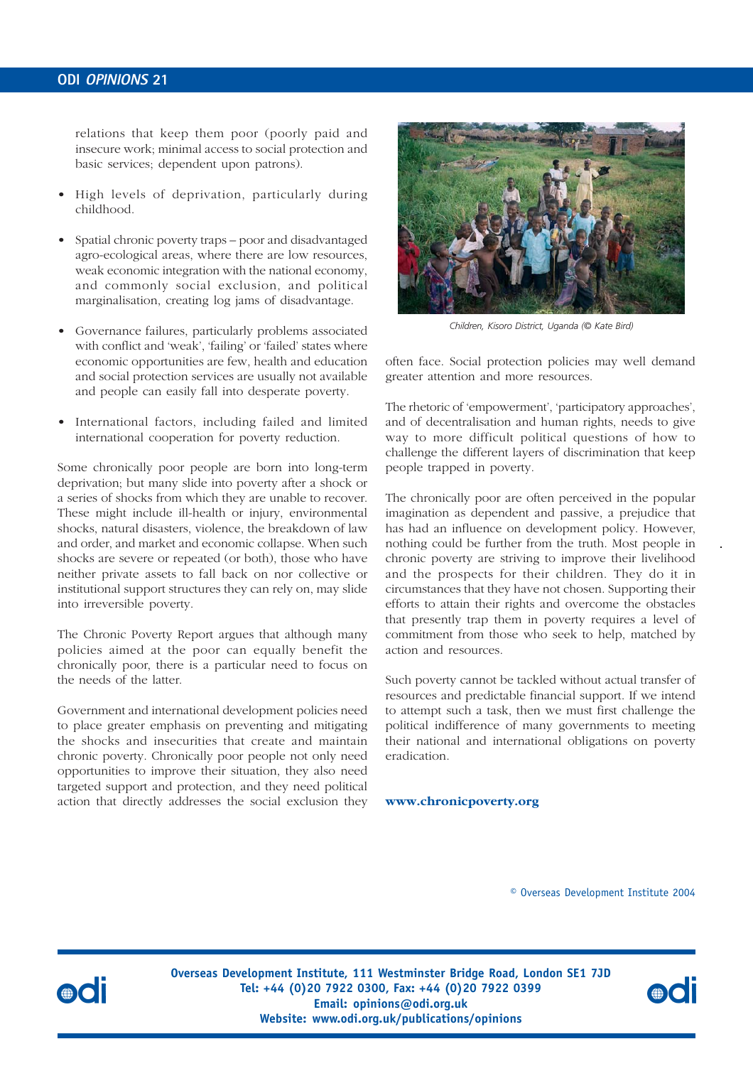relations that keep them poor (poorly paid and insecure work; minimal access to social protection and basic services; dependent upon patrons).

- High levels of deprivation, particularly during childhood.
- Spatial chronic poverty traps – poor and disadvantaged agro-ecological areas, where there are low resources, weak economic integration with the national economy, and commonly social exclusion, and political marginalisation, creating log jams of disadvantage.
- Governance failures, particularly problems associated with conflict and 'weak', 'failing' or 'failed' states where economic opportunities are few, health and education and social protection services are usually not available and people can easily fall into desperate poverty.
- International factors, including failed and limited international cooperation for poverty reduction.

Some chronically poor people are born into long-term deprivation; but many slide into poverty after a shock or a series of shocks from which they are unable to recover. These might include ill-health or injury, environmental shocks, natural disasters, violence, the breakdown of law and order, and market and economic collapse. When such shocks are severe or repeated (or both), those who have neither private assets to fall back on nor collective or institutional support structures they can rely on, may slide into irreversible poverty.

The Chronic Poverty Report argues that although many policies aimed at the poor can equally benefit the chronically poor, there is a particular need to focus on the needs of the latter.

Government and international development policies need to place greater emphasis on preventing and mitigating the shocks and insecurities that create and maintain chronic poverty. Chronically poor people not only need opportunities to improve their situation, they also need targeted support and protection, and they need political action that directly addresses the social exclusion they often face. Social protection policies may well demand greater attention and more resources.

*Children, Kisoro District, Uganda (© Kate Bird)*

The rhetoric of 'empowerment', 'participatory approaches', and of decentralisation and human rights, needs to give way to more difficult political questions of how to challenge the different layers of discrimination that keep people trapped in poverty.

The chronically poor are often perceived in the popular imagination as dependent and passive, a prejudice that has had an influence on development policy. However, nothing could be further from the truth. Most people in chronic poverty are striving to improve their livelihood and the prospects for their children. They do it in circumstances that they have not chosen. Supporting their efforts to attain their rights and overcome the obstacles that presently trap them in poverty requires a level of commitment from those who seek to help, matched by action and resources.

Such poverty cannot be tackled without actual transfer of resources and predictable financial support. If we intend to attempt such a task, then we must first challenge the political indifference of many governments to meeting their national and international obligations on poverty eradication.

**www.chronicpoverty.org**

© Overseas Development Institute 2004

**Overseas Development Institute, 111 Westminster Bridge Road, London SE1 7JD**
**Tel: +44 (0)20 7922 0300, Fax: +44 (0)20 7922 0399**
**Email: opinions@odi.org.uk**
**Website: www.odi.org.uk/publications/opinions**